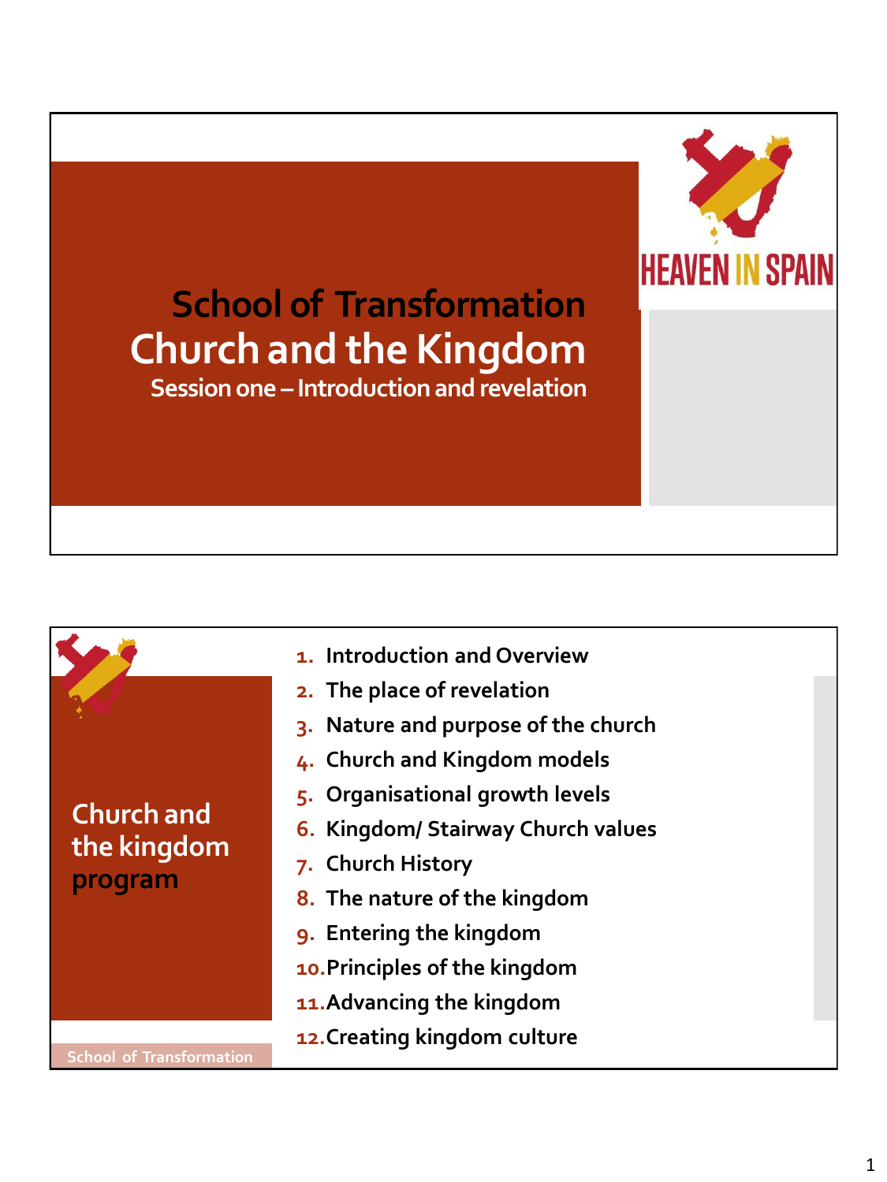HEAVEN IN SPAIN

# School of Transformation
# Church and the Kingdom
### Session one – Introduction and revelation

## Church and the kingdom program

1. Introduction and Overview
2. The place of revelation
3. Nature and purpose of the church
4. Church and Kingdom models
5. Organisational growth levels
6. Kingdom/ Stairway Church values
7. Church History
8. The nature of the kingdom
9. Entering the kingdom
10. Principles of the kingdom
11. Advancing the kingdom
12. Creating kingdom culture

School of Transformation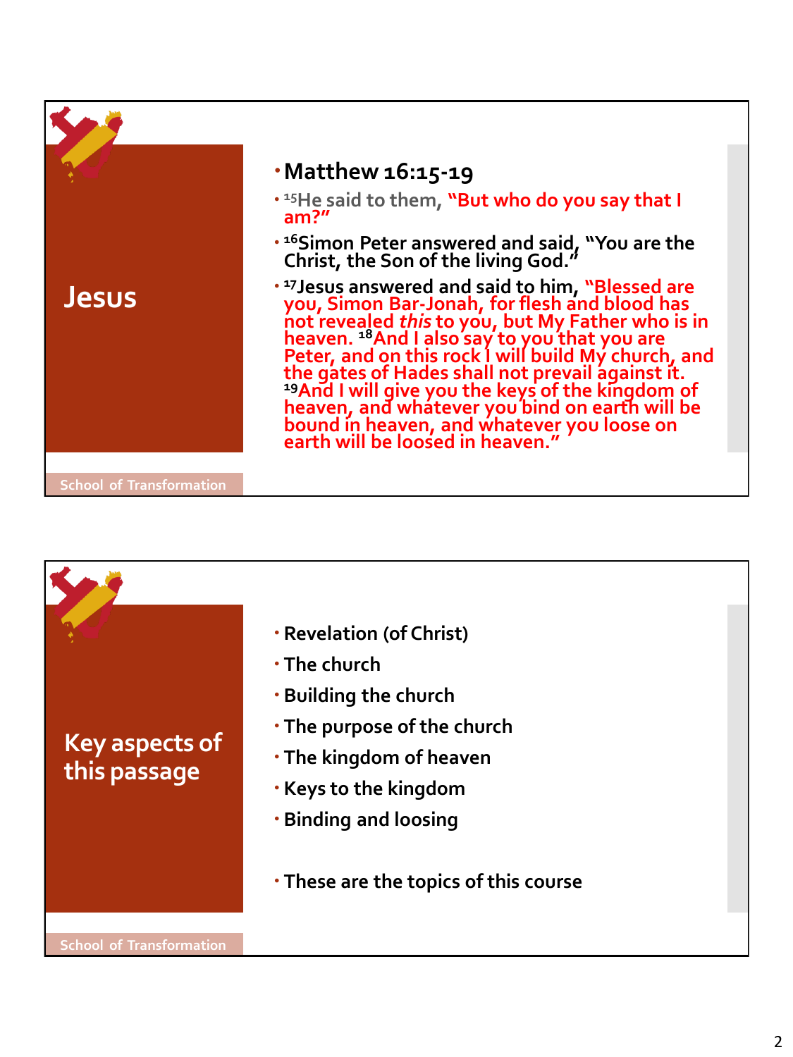## Jesus

- **Matthew 16:15-19**
- [15]He said to them, "But who do you say that I am?"
- [16]Simon Peter answered and said, "You are the Christ, the Son of the living God."
- [17]Jesus answered and said to him, "Blessed are you, Simon Bar-Jonah, for flesh and blood has not revealed *this* to you, but My Father who is in heaven. [18]And I also say to you that you are Peter, and on this rock I will build My church, and the gates of Hades shall not prevail against it. [19]And I will give you the keys of the kingdom of heaven, and whatever you bind on earth will be bound in heaven, and whatever you loose on earth will be loosed in heaven."

School of Transformation

## Key aspects of this passage

- Revelation (of Christ)
- The church
- Building the church
- The purpose of the church
- The kingdom of heaven
- Keys to the kingdom
- Binding and loosing

- These are the topics of this course

School of Transformation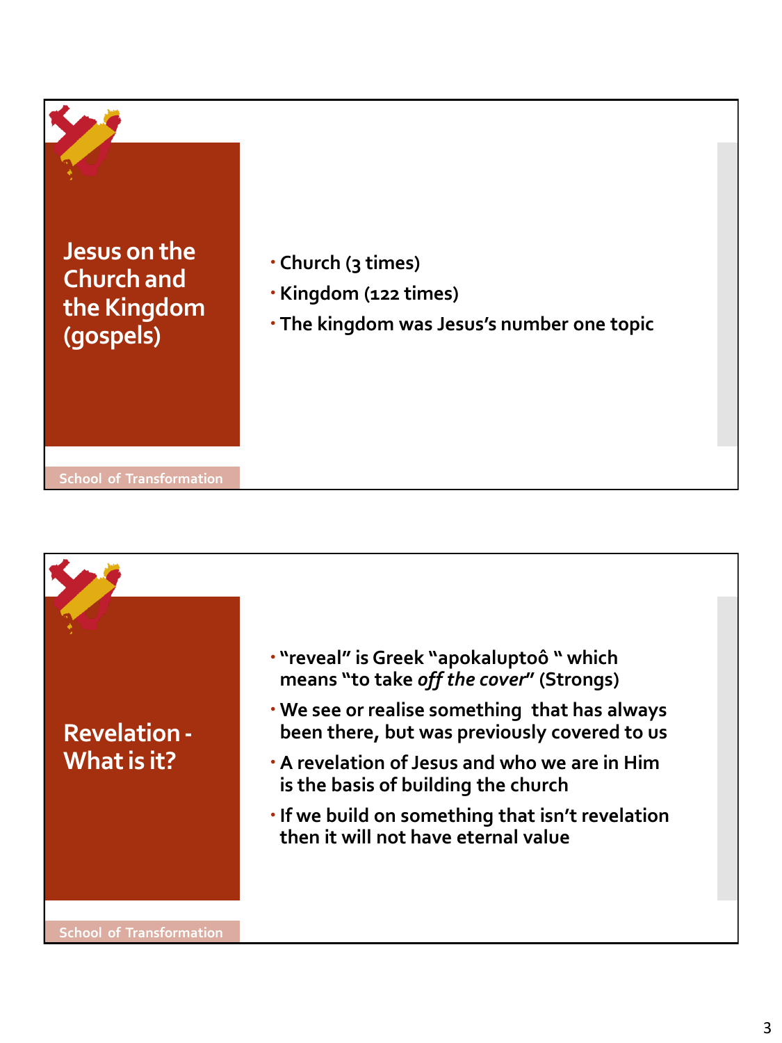## Jesus on the Church and the Kingdom (gospels)

- Church (3 times)
- Kingdom (122 times)
- The kingdom was Jesus's number one topic

School of Transformation

## Revelation - What is it?

- "reveal" is Greek "apokaluptoô " which means "to take *off the cover*" (Strongs)
- We see or realise something that has always been there, but was previously covered to us
- A revelation of Jesus and who we are in Him is the basis of building the church
- If we build on something that isn't revelation then it will not have eternal value

School of Transformation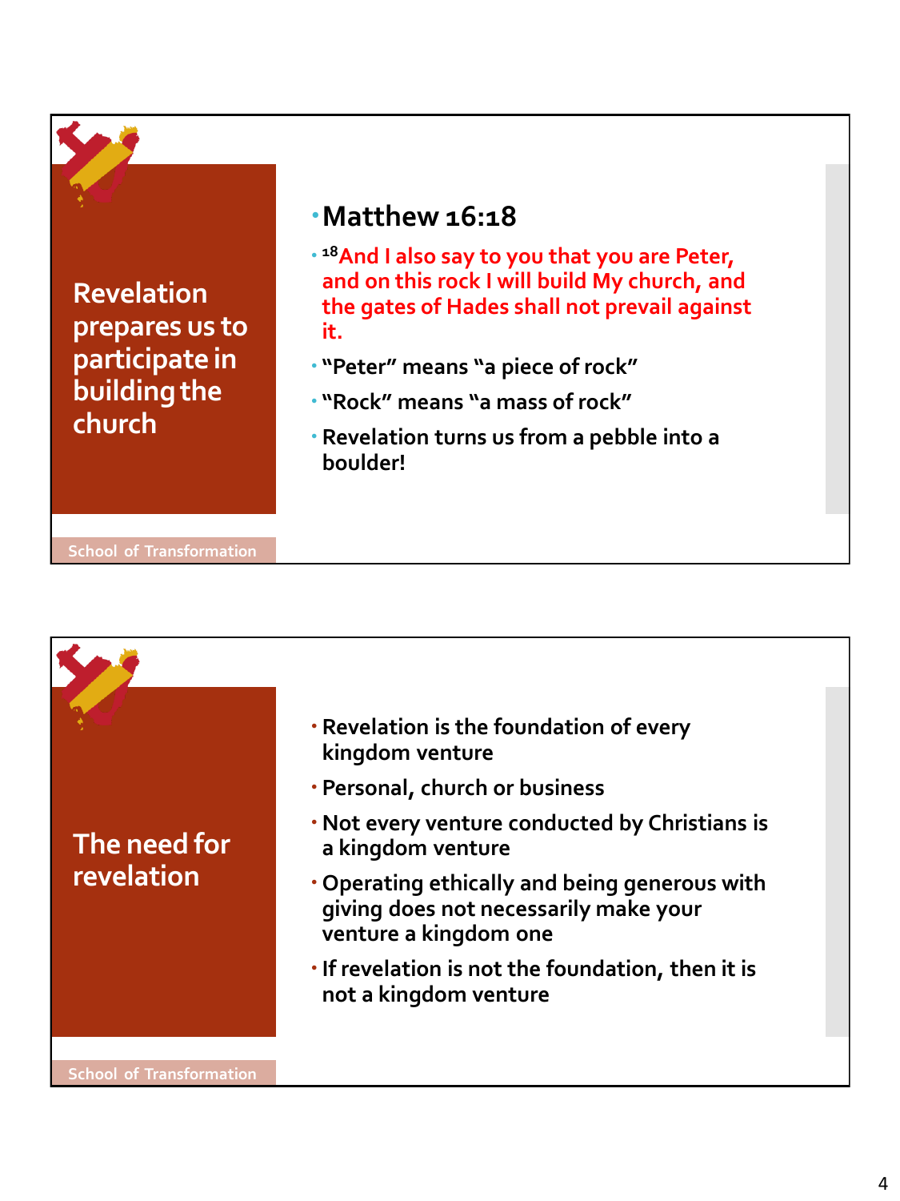## Revelation prepares us to participate in building the church

- **Matthew 16:18**
- [18]And I also say to you that you are Peter, and on this rock I will build My church, and the gates of Hades shall not prevail against it.
- "Peter" means "a piece of rock"
- "Rock" means "a mass of rock"
- Revelation turns us from a pebble into a boulder!

School of Transformation

## The need for revelation

- Revelation is the foundation of every kingdom venture
- Personal, church or business
- Not every venture conducted by Christians is a kingdom venture
- Operating ethically and being generous with giving does not necessarily make your venture a kingdom one
- If revelation is not the foundation, then it is not a kingdom venture

School of Transformation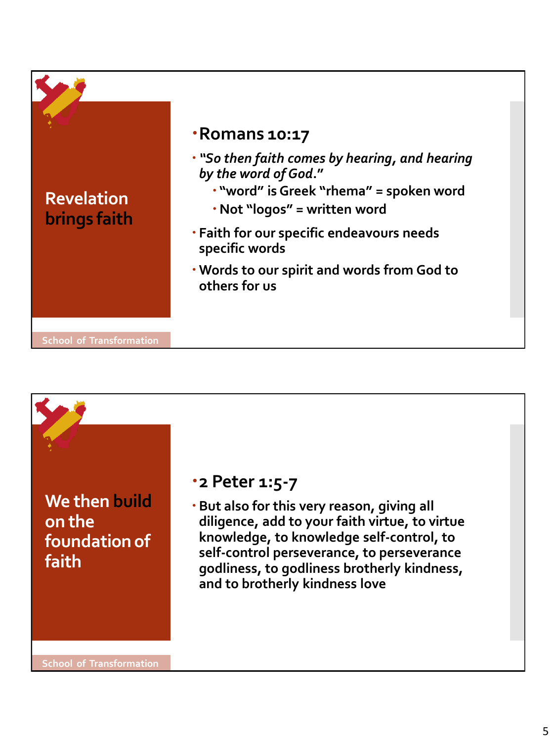## Revelation brings faith

- **Romans 10:17**
- ***"So then faith comes by hearing, and hearing by the word of God."***
  - **"word" is Greek "rhema" = spoken word**
  - **Not "logos" = written word**
- **Faith for our specific endeavours needs specific words**
- **Words to our spirit and words from God to others for us**

School of Transformation

## We then build on the foundation of faith

- **2 Peter 1:5-7**
- **But also for this very reason, giving all diligence, add to your faith virtue, to virtue knowledge, to knowledge self-control, to self-control perseverance, to perseverance godliness, to godliness brotherly kindness, and to brotherly kindness love**

School of Transformation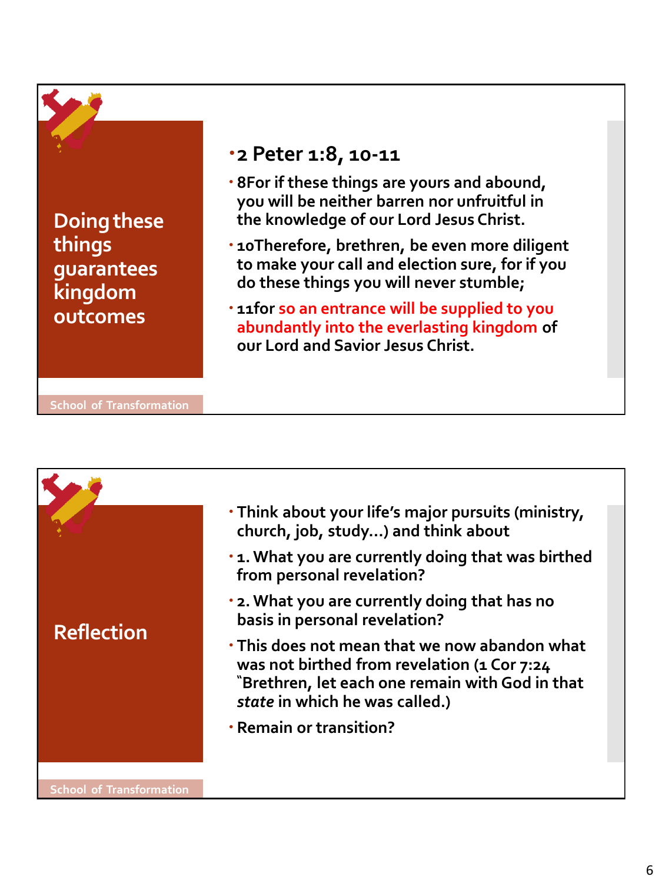## Doing these things guarantees kingdom outcomes

- **2 Peter 1:8, 10-11**
- **8For if these things are yours and abound, you will be neither barren nor unfruitful in the knowledge of our Lord Jesus Christ.**
- **10Therefore, brethren, be even more diligent to make your call and election sure, for if you do these things you will never stumble;**
- **11for so an entrance will be supplied to you abundantly into the everlasting kingdom of our Lord and Savior Jesus Christ.**

School of Transformation

## Reflection

- **Think about your life's major pursuits (ministry, church, job, study…) and think about**
- **1. What you are currently doing that was birthed from personal revelation?**
- **2. What you are currently doing that has no basis in personal revelation?**
- **This does not mean that we now abandon what was not birthed from revelation (1 Cor 7:24 "Brethren, let each one remain with God in that *state* in which he was called.)**
- **Remain or transition?**

School of Transformation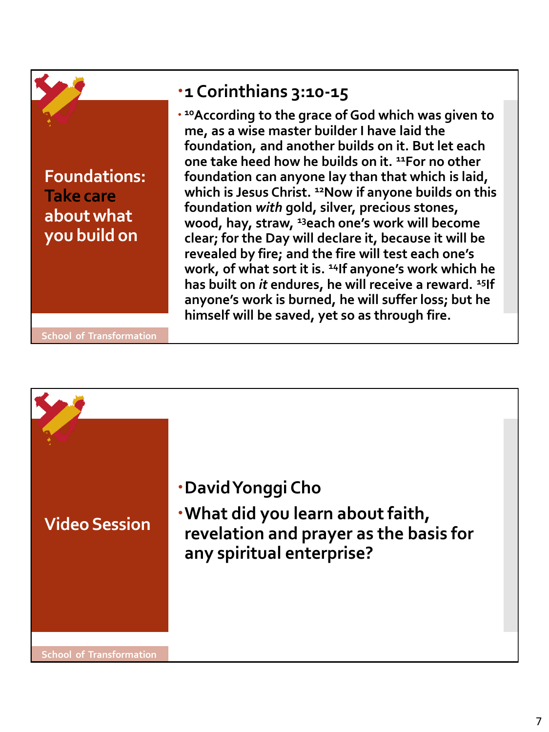## Foundations: Take care about what you build on

- **1 Corinthians 3:10-15**
- **[10]According to the grace of God which was given to me, as a wise master builder I have laid the foundation, and another builds on it. But let each one take heed how he builds on it. [11]For no other foundation can anyone lay than that which is laid, which is Jesus Christ. [12]Now if anyone builds on this foundation *with* gold, silver, precious stones, wood, hay, straw, [13]each one's work will become clear; for the Day will declare it, because it will be revealed by fire; and the fire will test each one's work, of what sort it is. [14]If anyone's work which he has built on *it* endures, he will receive a reward. [15]If anyone's work is burned, he will suffer loss; but he himself will be saved, yet so as through fire.**

School of Transformation

## Video Session

- **David Yonggi Cho**
- **What did you learn about faith, revelation and prayer as the basis for any spiritual enterprise?**

School of Transformation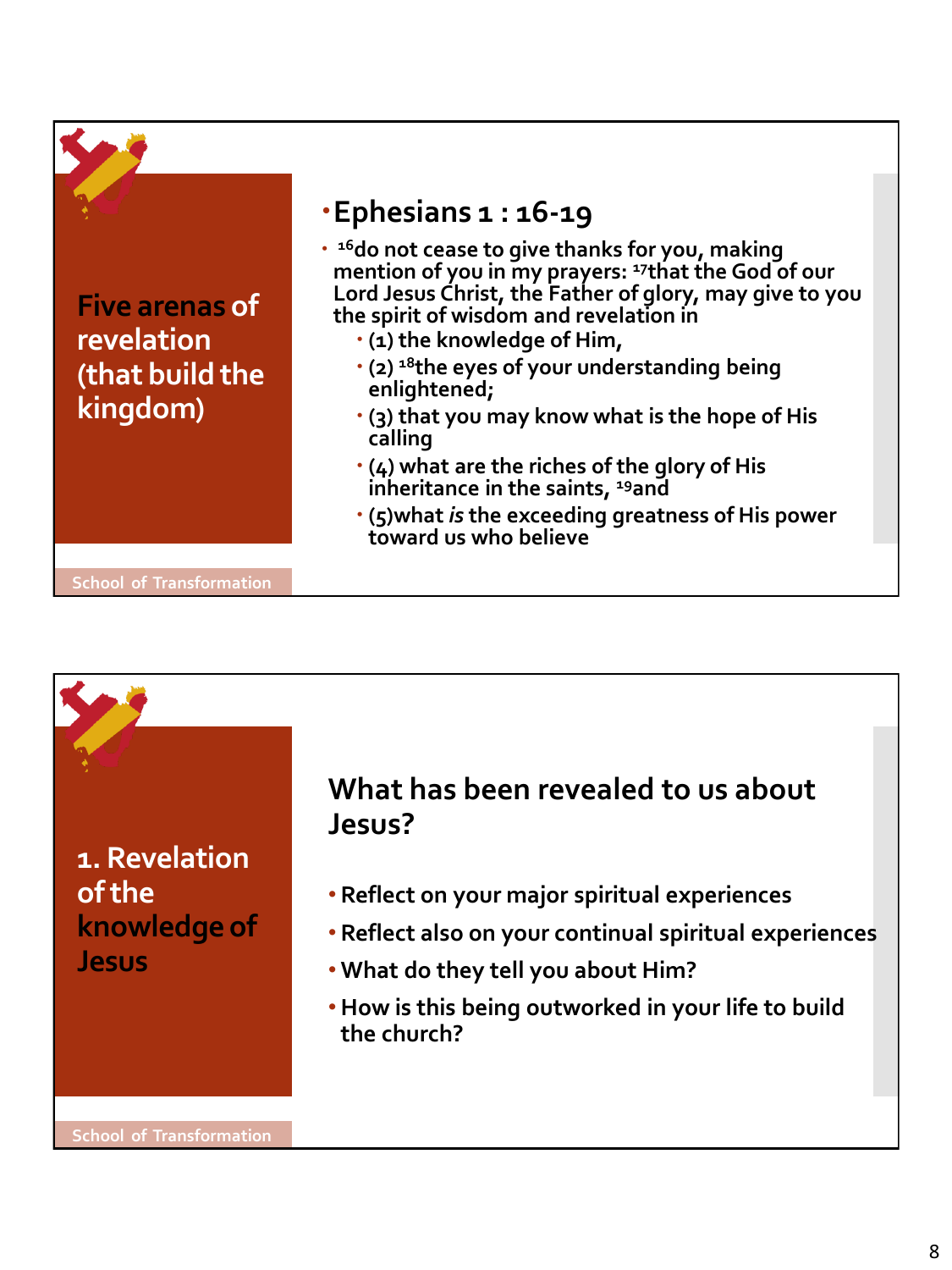## Five arenas of revelation (that build the kingdom)

- **Ephesians 1 : 16-19**
- [16]do not cease to give thanks for you, making mention of you in my prayers: [17]that the God of our Lord Jesus Christ, the Father of glory, may give to you the spirit of wisdom and revelation in
  - (1) the knowledge of Him,
  - (2) [18]the eyes of your understanding being enlightened;
  - (3) that you may know what is the hope of His calling
  - (4) what are the riches of the glory of His inheritance in the saints, [19]and
  - (5)what *is* the exceeding greatness of His power toward us who believe

School of Transformation

## 1. Revelation of the knowledge of Jesus

### What has been revealed to us about Jesus?

- Reflect on your major spiritual experiences
- Reflect also on your continual spiritual experiences
- What do they tell you about Him?
- How is this being outworked in your life to build the church?

School of Transformation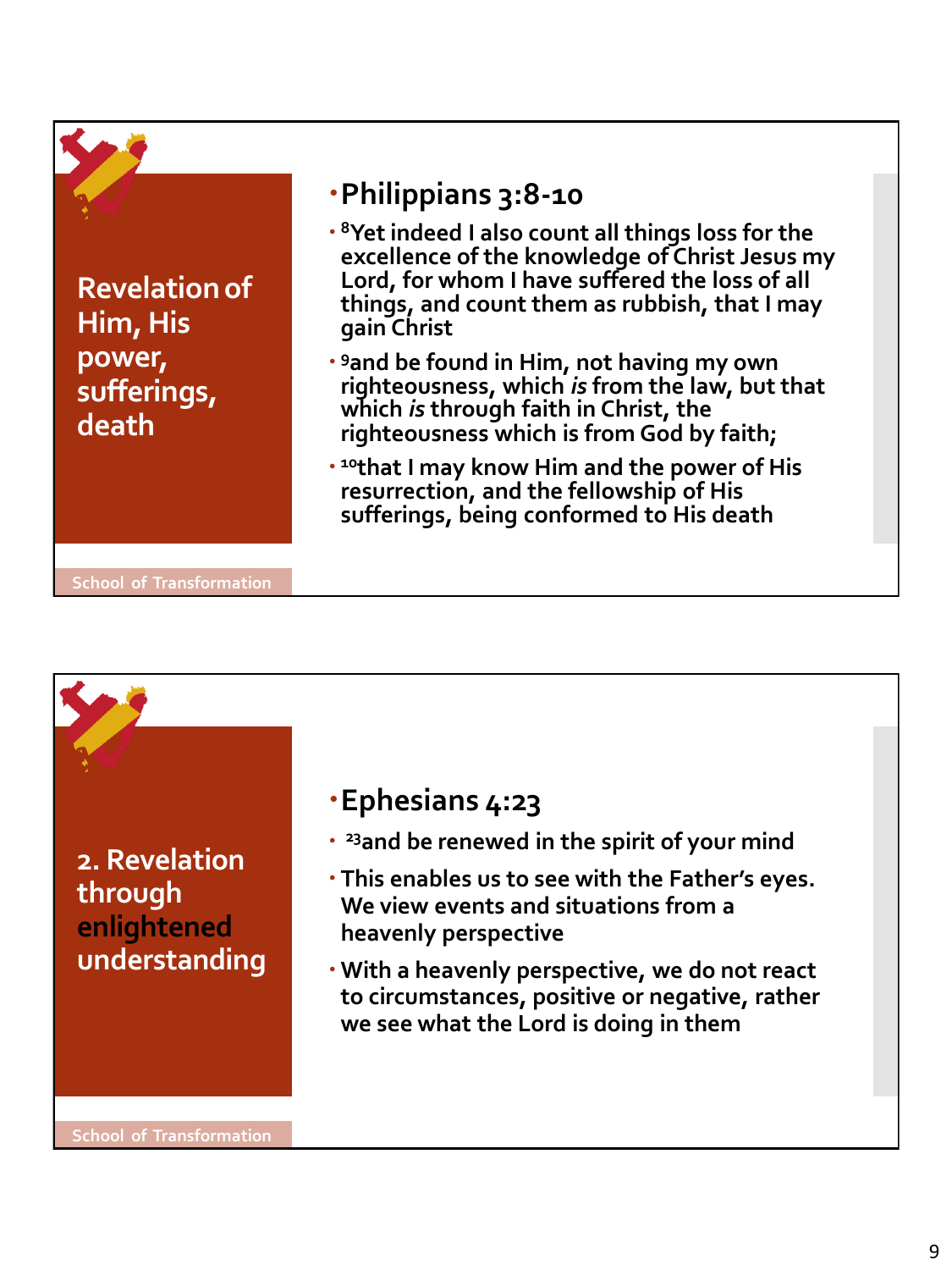## Revelation of Him, His power, sufferings, death

### Philippians 3:8-10

- [8]Yet indeed I also count all things loss for the excellence of the knowledge of Christ Jesus my Lord, for whom I have suffered the loss of all things, and count them as rubbish, that I may gain Christ
- [9]and be found in Him, not having my own righteousness, which *is* from the law, but that which *is* through faith in Christ, the righteousness which is from God by faith;
- [10]that I may know Him and the power of His resurrection, and the fellowship of His sufferings, being conformed to His death

School of Transformation

## 2. Revelation through enlightened understanding

### Ephesians 4:23

- [23]and be renewed in the spirit of your mind
- This enables us to see with the Father's eyes. We view events and situations from a heavenly perspective
- With a heavenly perspective, we do not react to circumstances, positive or negative, rather we see what the Lord is doing in them

School of Transformation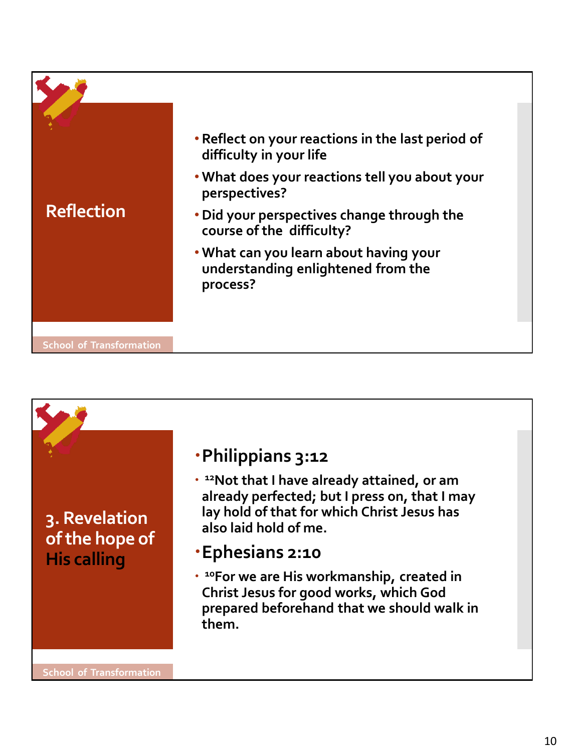## Reflection

- Reflect on your reactions in the last period of difficulty in your life
- What does your reactions tell you about your perspectives?
- Did your perspectives change through the course of the difficulty?
- What can you learn about having your understanding enlightened from the process?

School of Transformation

## 3. Revelation of the hope of His calling

- **Philippians 3:12**
  - [12]Not that I have already attained, or am already perfected; but I press on, that I may lay hold of that for which Christ Jesus has also laid hold of me.
- **Ephesians 2:10**
  - [10]For we are His workmanship, created in Christ Jesus for good works, which God prepared beforehand that we should walk in them.

School of Transformation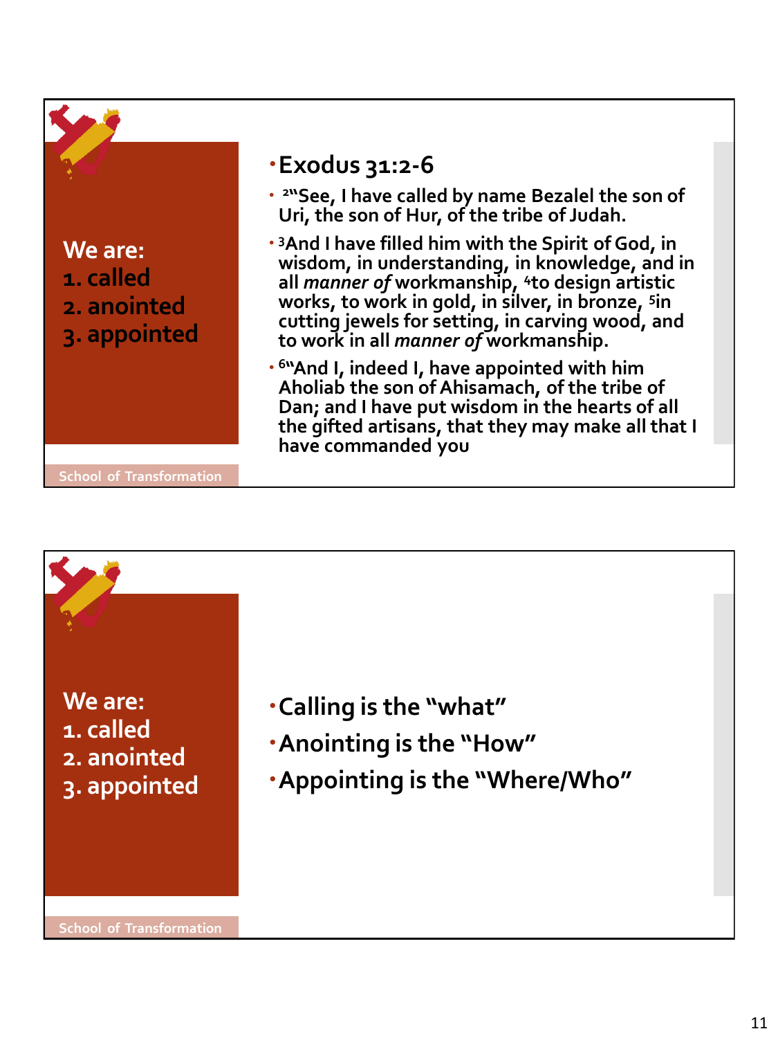We are:
1. called
2. anointed
3. appointed

- **Exodus 31:2-6**
- [2]"See, I have called by name Bezalel the son of Uri, the son of Hur, of the tribe of Judah.
- [3]And I have filled him with the Spirit of God, in wisdom, in understanding, in knowledge, and in all *manner of* workmanship, [4]to design artistic works, to work in gold, in silver, in bronze, [5]in cutting jewels for setting, in carving wood, and to work in all *manner of* workmanship.
- [6]"And I, indeed I, have appointed with him Aholiab the son of Ahisamach, of the tribe of Dan; and I have put wisdom in the hearts of all the gifted artisans, that they may make all that I have commanded you

School of Transformation

---

We are:
1. called
2. anointed
3. appointed

- Calling is the "what"
- Anointing is the "How"
- Appointing is the "Where/Who"

School of Transformation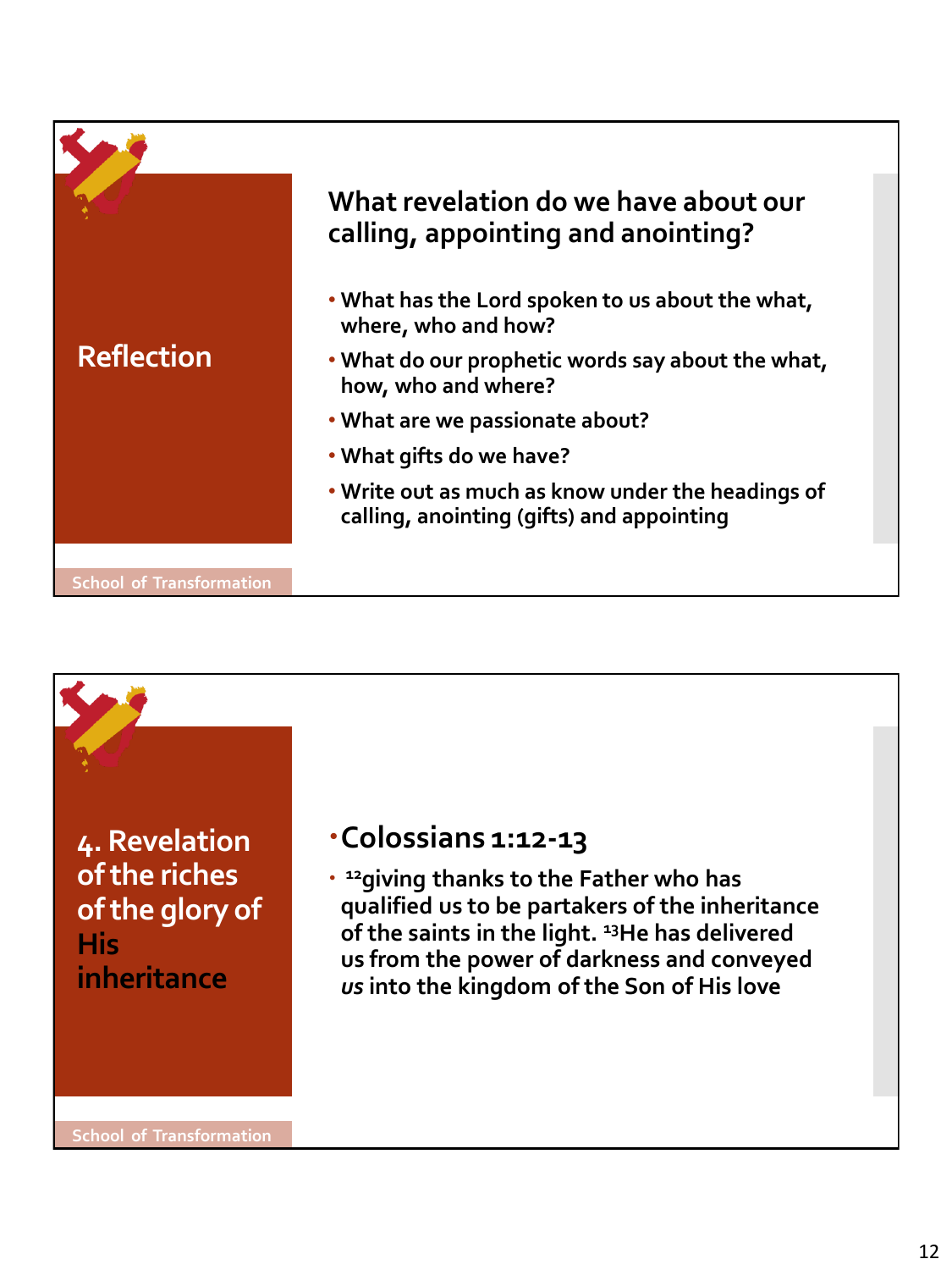## Reflection

### What revelation do we have about our calling, appointing and anointing?

- What has the Lord spoken to us about the what, where, who and how?
- What do our prophetic words say about the what, how, who and where?
- What are we passionate about?
- What gifts do we have?
- Write out as much as know under the headings of calling, anointing (gifts) and appointing

School of Transformation

## 4. Revelation of the riches of the glory of His inheritance

- **Colossians 1:12-13**
- [12]giving thanks to the Father who has qualified us to be partakers of the inheritance of the saints in the light. [13]He has delivered us from the power of darkness and conveyed *us* into the kingdom of the Son of His love

School of Transformation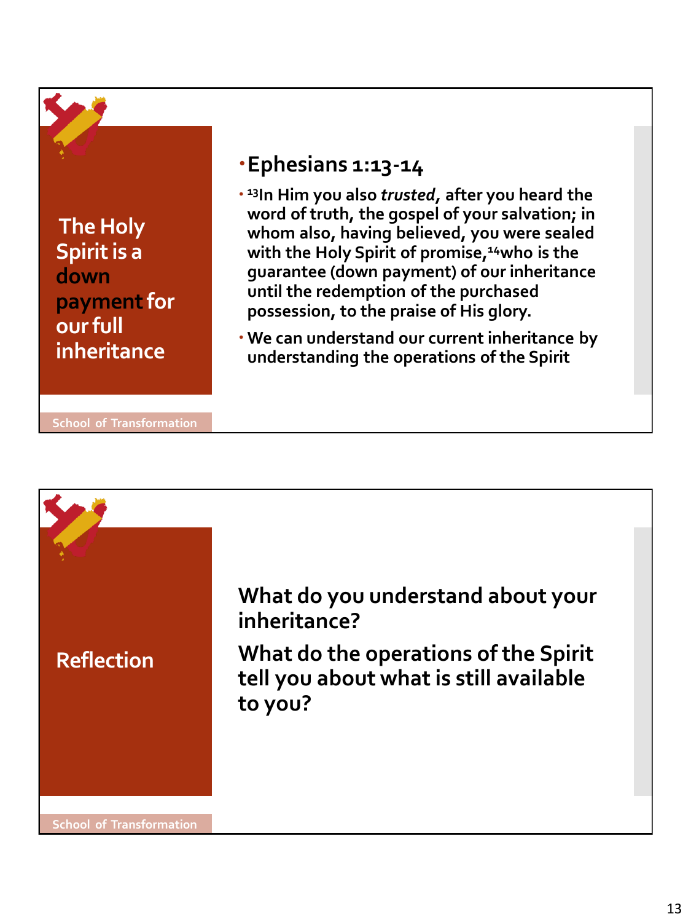## The Holy Spirit is a down payment for our full inheritance

- **Ephesians 1:13-14**
  - [13]In Him you also *trusted*, after you heard the word of truth, the gospel of your salvation; in whom also, having believed, you were sealed with the Holy Spirit of promise,[14]who is the guarantee (down payment) of our inheritance until the redemption of the purchased possession, to the praise of His glory.
  - We can understand our current inheritance by understanding the operations of the Spirit

School of Transformation

## Reflection

**What do you understand about your inheritance?**

**What do the operations of the Spirit tell you about what is still available to you?**

School of Transformation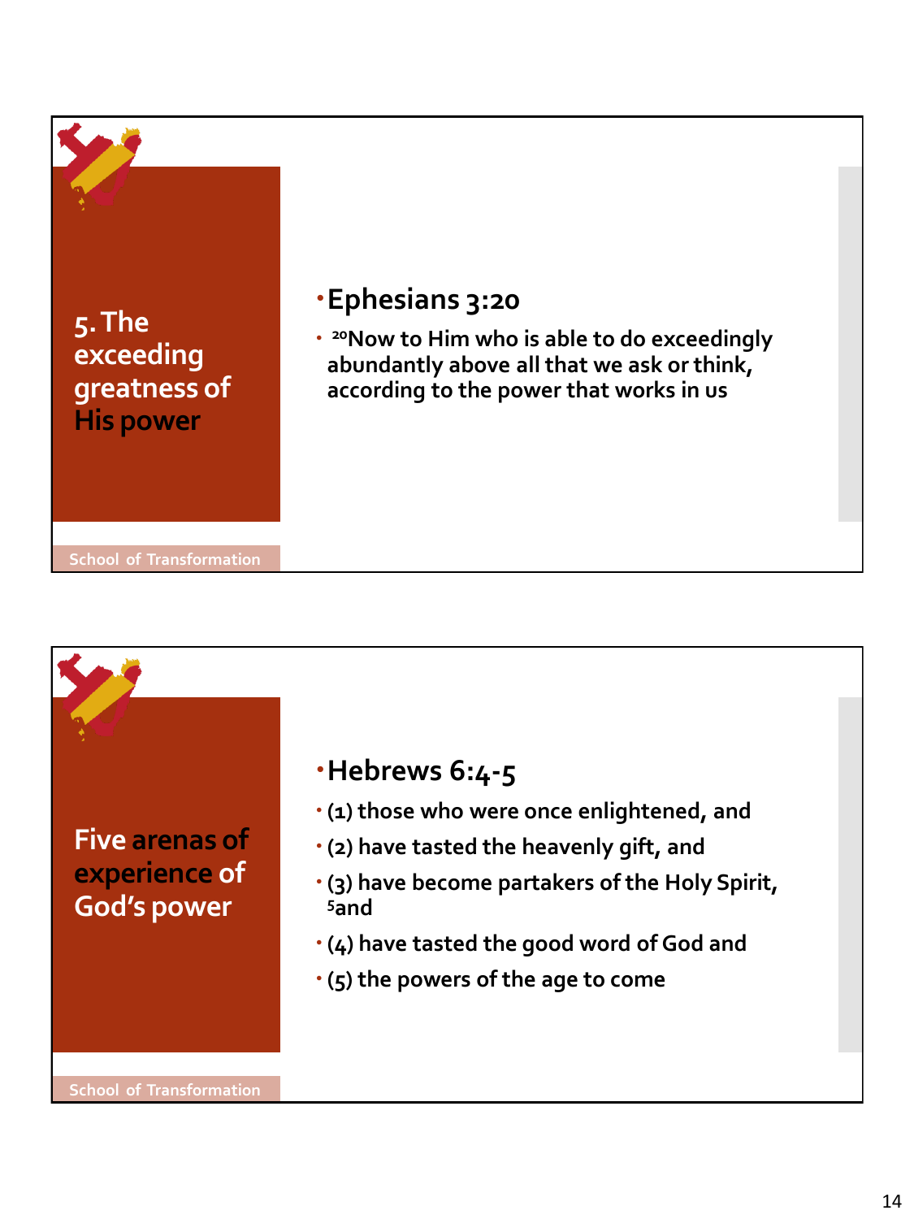## 5. The exceeding greatness of His power

- **Ephesians 3:20**
- [20]Now to Him who is able to do exceedingly abundantly above all that we ask or think, according to the power that works in us

School of Transformation

## Five arenas of experience of God's power

- **Hebrews 6:4-5**
- (1) those who were once enlightened, and
- (2) have tasted the heavenly gift, and
- (3) have become partakers of the Holy Spirit, [5]and
- (4) have tasted the good word of God and
- (5) the powers of the age to come

School of Transformation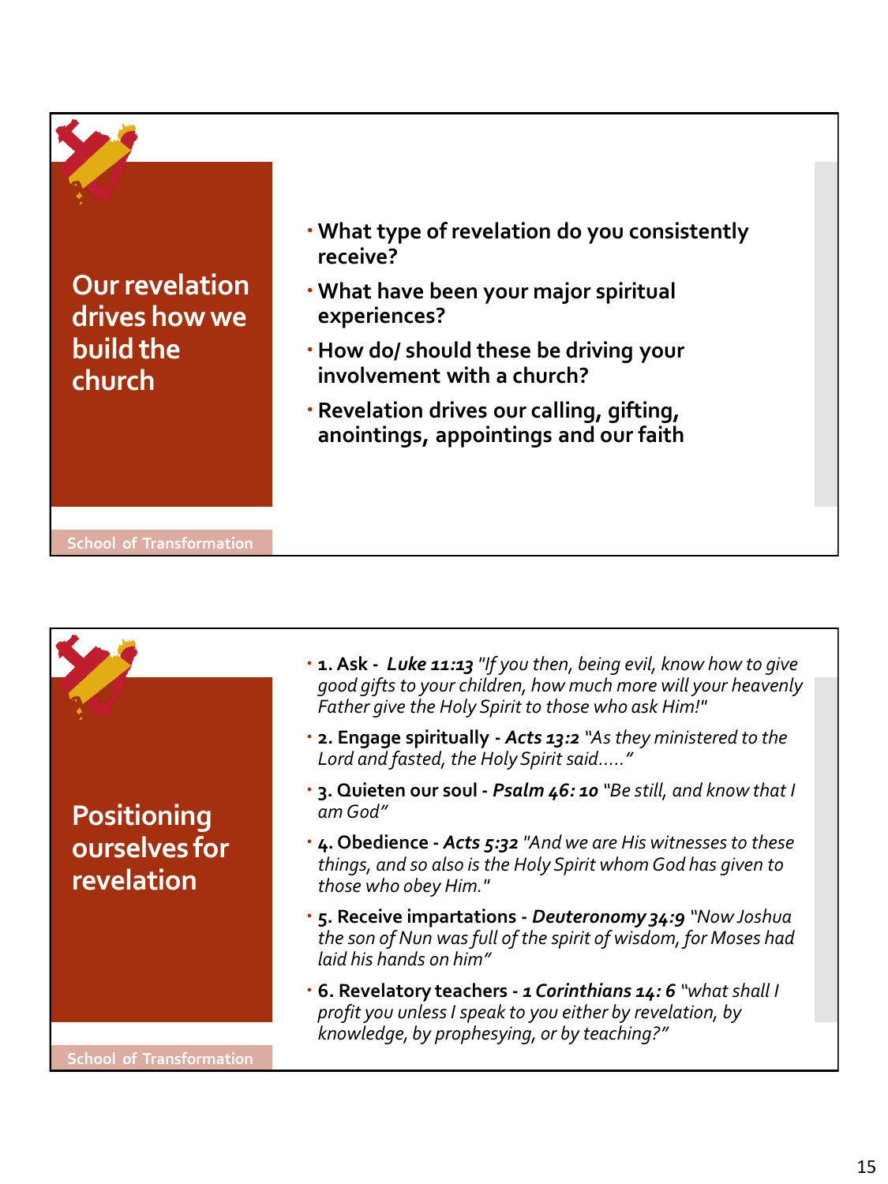## Our revelation drives how we build the church

- What type of revelation do you consistently receive?
- What have been your major spiritual experiences?
- How do/ should these be driving your involvement with a church?
- Revelation drives our calling, gifting, anointings, appointings and our faith

School of Transformation

## Positioning ourselves for revelation

- **1. Ask -** ***Luke 11:13*** *"If you then, being evil, know how to give good gifts to your children, how much more will your heavenly Father give the Holy Spirit to those who ask Him!"*
- **2. Engage spiritually -** ***Acts 13:2*** *"As they ministered to the Lord and fasted, the Holy Spirit said….."*
- **3. Quieten our soul -** ***Psalm 46: 10*** *"Be still, and know that I am God"*
- **4. Obedience -** ***Acts 5:32*** *"And we are His witnesses to these things, and so also is the Holy Spirit whom God has given to those who obey Him."*
- **5. Receive impartations -** ***Deuteronomy 34:9*** *"Now Joshua the son of Nun was full of the spirit of wisdom, for Moses had laid his hands on him"*
- **6. Revelatory teachers -** ***1 Corinthians 14: 6*** *"what shall I profit you unless I speak to you either by revelation, by knowledge, by prophesying, or by teaching?"*

School of Transformation